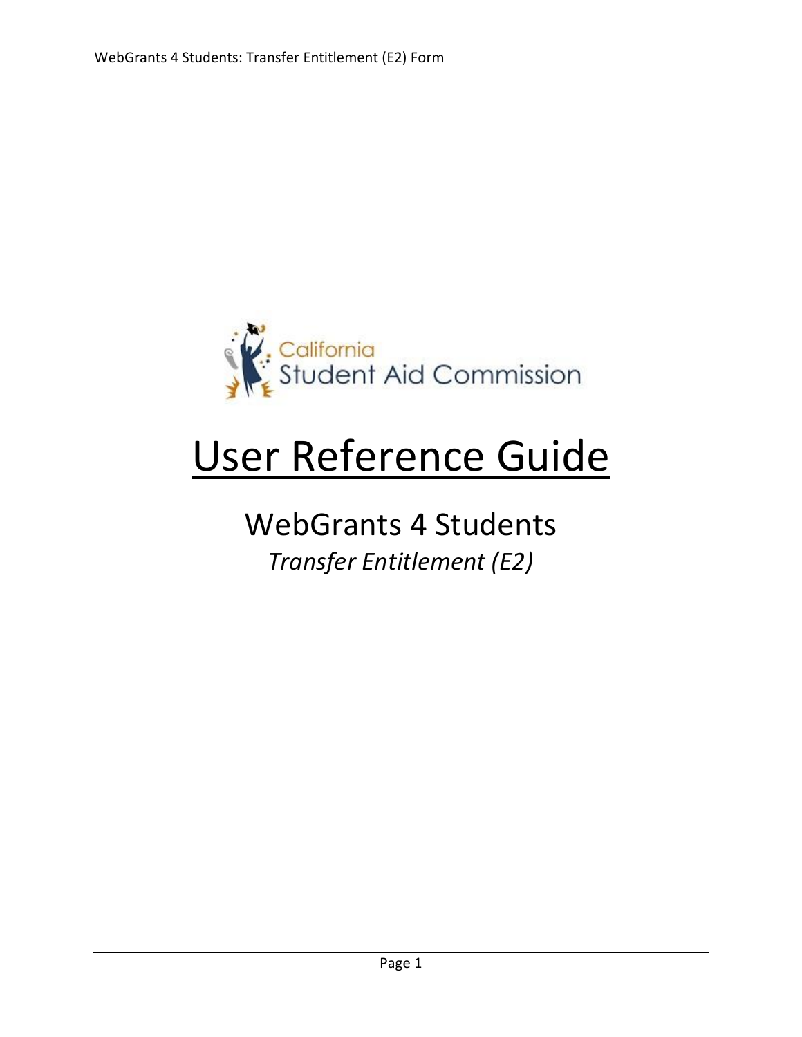California Student Aid Commission

# User Reference Guide

## WebGrants 4 Students

*Transfer Entitlement (E2)*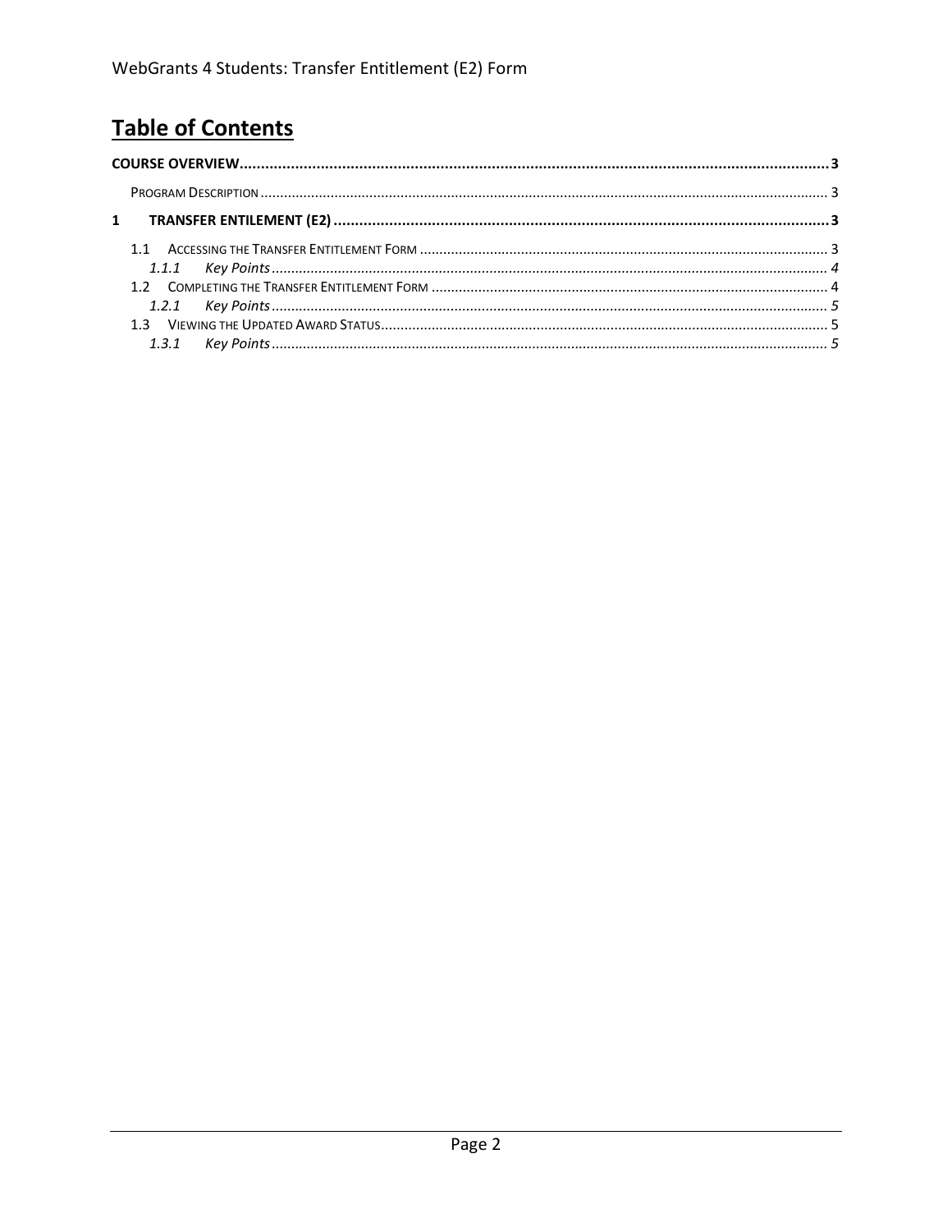# Table of Contents

**COURSE OVERVIEW** ........ **3**

PROGRAM DESCRIPTION ........ 3

**1 TRANSFER ENTILEMENT (E2)** ........ **3**

1.1 ACCESSING THE TRANSFER ENTITLEMENT FORM ........ 3

*1.1.1 Key Points* ........ *4*

1.2 COMPLETING THE TRANSFER ENTITLEMENT FORM ........ 4

*1.2.1 Key Points* ........ *5*

1.3 VIEWING THE UPDATED AWARD STATUS ........ 5

*1.3.1 Key Points* ........ *5*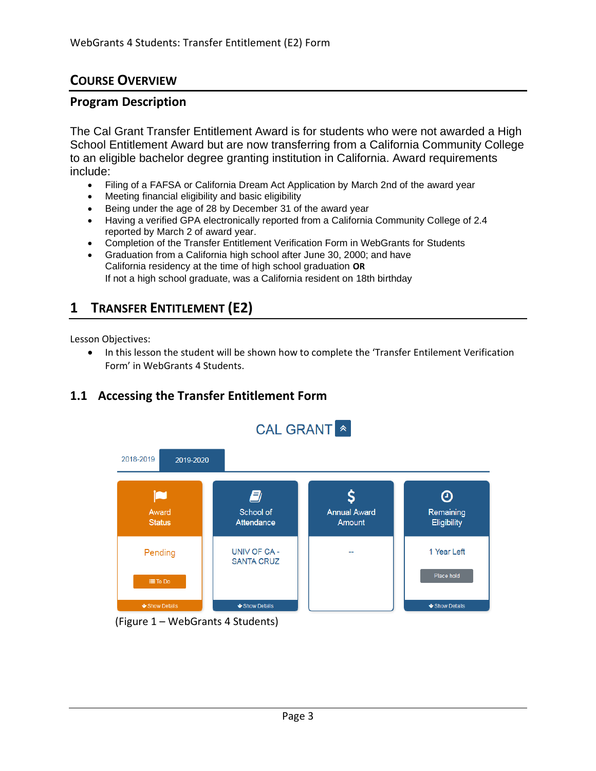## Course Overview

### Program Description

The Cal Grant Transfer Entitlement Award is for students who were not awarded a High School Entitlement Award but are now transferring from a California Community College to an eligible bachelor degree granting institution in California. Award requirements include:

- Filing of a FAFSA or California Dream Act Application by March 2nd of the award year
- Meeting financial eligibility and basic eligibility
- Being under the age of 28 by December 31 of the award year
- Having a verified GPA electronically reported from a California Community College of 2.4 reported by March 2 of award year.
- Completion of the Transfer Entitlement Verification Form in WebGrants for Students
- Graduation from a California high school after June 30, 2000; and have California residency at the time of high school graduation **OR** If not a high school graduate, was a California resident on 18th birthday

# 1 Transfer Entitlement (E2)

Lesson Objectives:

- In this lesson the student will be shown how to complete the 'Transfer Entilement Verification Form' in WebGrants 4 Students.

## 1.1 Accessing the Transfer Entitlement Form

(Figure 1 – WebGrants 4 Students)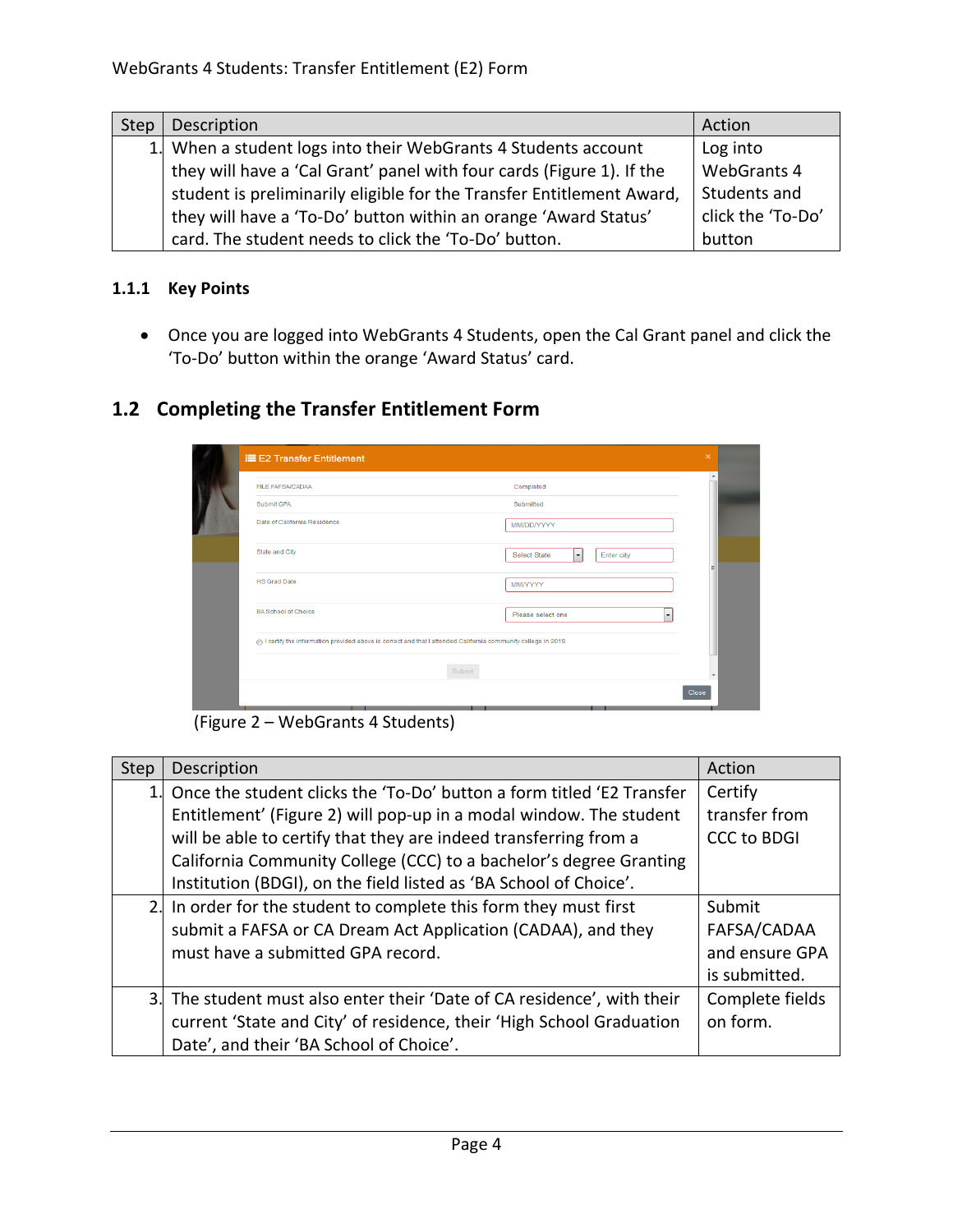| Step | Description | Action |
| --- | --- | --- |
| 1. | When a student logs into their WebGrants 4 Students account they will have a 'Cal Grant' panel with four cards (Figure 1). If the student is preliminarily eligible for the Transfer Entitlement Award, they will have a 'To-Do' button within an orange 'Award Status' card. The student needs to click the 'To-Do' button. | Log into WebGrants 4 Students and click the 'To-Do' button |

### 1.1.1 Key Points

- Once you are logged into WebGrants 4 Students, open the Cal Grant panel and click the 'To-Do' button within the orange 'Award Status' card.

## 1.2 Completing the Transfer Entitlement Form

(Figure 2 – WebGrants 4 Students)

| Step | Description | Action |
| --- | --- | --- |
| 1. | Once the student clicks the 'To-Do' button a form titled 'E2 Transfer Entitlement' (Figure 2) will pop-up in a modal window. The student will be able to certify that they are indeed transferring from a California Community College (CCC) to a bachelor's degree Granting Institution (BDGI), on the field listed as 'BA School of Choice'. | Certify transfer from CCC to BDGI |
| 2. | In order for the student to complete this form they must first submit a FAFSA or CA Dream Act Application (CADAA), and they must have a submitted GPA record. | Submit FAFSA/CADAA and ensure GPA is submitted. |
| 3. | The student must also enter their 'Date of CA residence', with their current 'State and City' of residence, their 'High School Graduation Date', and their 'BA School of Choice'. | Complete fields on form. |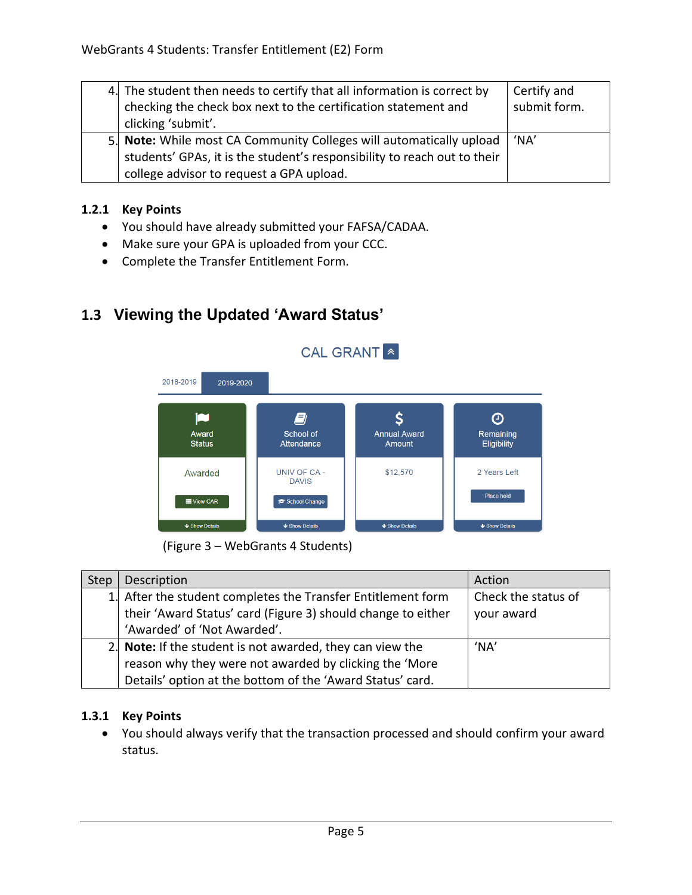| | | |
|---|---|---|
| 4. | The student then needs to certify that all information is correct by checking the check box next to the certification statement and clicking 'submit'. | Certify and submit form. |
| 5. | **Note:** While most CA Community Colleges will automatically upload students' GPAs, it is the student's responsibility to reach out to their college advisor to request a GPA upload. | 'NA' |

### 1.2.1 Key Points

- You should have already submitted your FAFSA/CADAA.
- Make sure your GPA is uploaded from your CCC.
- Complete the Transfer Entitlement Form.

## 1.3 Viewing the Updated 'Award Status'

CAL GRANT

2018-2019 2019-2020

Award Status
Awarded
View CAR
Show Details

School of Attendance
UNIV OF CA - DAVIS
School Change
Show Details

Annual Award Amount
$12,570
Show Details

Remaining Eligibility
2 Years Left
Place hold
Show Details

(Figure 3 – WebGrants 4 Students)

| Step | Description | Action |
|---|---|---|
| 1. | After the student completes the Transfer Entitlement form their 'Award Status' card (Figure 3) should change to either 'Awarded' of 'Not Awarded'. | Check the status of your award |
| 2. | **Note:** If the student is not awarded, they can view the reason why they were not awarded by clicking the 'More Details' option at the bottom of the 'Award Status' card. | 'NA' |

### 1.3.1 Key Points

- You should always verify that the transaction processed and should confirm your award status.